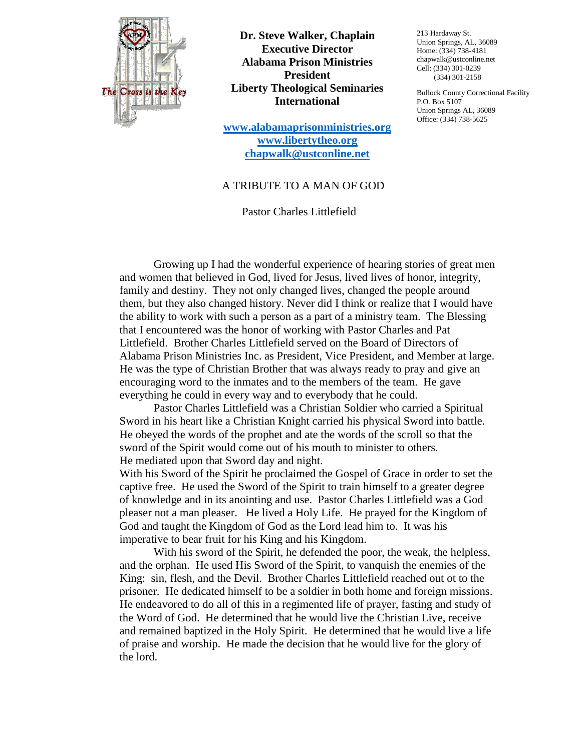**Dr. Steve Walker, Chaplain**
**Executive Director**
**Alabama Prison Ministries**
**President**
**Liberty Theological Seminaries International**

[www.alabamaprisonministries.org](http://www.alabamaprisonministries.org)
[www.libertytheo.org](http://www.libertytheo.org)
[chapwalk@ustconline.net](mailto:chapwalk@ustconline.net)

213 Hardaway St.
Union Springs, AL, 36089
Home: (334) 738-4181
chapwalk@ustconline.net
Cell: (334) 301-0239
(334) 301-2158

Bullock County Correctional Facility
P.O. Box 5107
Union Springs AL, 36089
Office: (334) 738-5625

A TRIBUTE TO A MAN OF GOD

Pastor Charles Littlefield

Growing up I had the wonderful experience of hearing stories of great men and women that believed in God, lived for Jesus, lived lives of honor, integrity, family and destiny. They not only changed lives, changed the people around them, but they also changed history. Never did I think or realize that I would have the ability to work with such a person as a part of a ministry team. The Blessing that I encountered was the honor of working with Pastor Charles and Pat Littlefield. Brother Charles Littlefield served on the Board of Directors of Alabama Prison Ministries Inc. as President, Vice President, and Member at large. He was the type of Christian Brother that was always ready to pray and give an encouraging word to the inmates and to the members of the team. He gave everything he could in every way and to everybody that he could.

Pastor Charles Littlefield was a Christian Soldier who carried a Spiritual Sword in his heart like a Christian Knight carried his physical Sword into battle. He obeyed the words of the prophet and ate the words of the scroll so that the sword of the Spirit would come out of his mouth to minister to others. He mediated upon that Sword day and night.
With his Sword of the Spirit he proclaimed the Gospel of Grace in order to set the captive free. He used the Sword of the Spirit to train himself to a greater degree of knowledge and in its anointing and use. Pastor Charles Littlefield was a God pleaser not a man pleaser. He lived a Holy Life. He prayed for the Kingdom of God and taught the Kingdom of God as the Lord lead him to. It was his imperative to bear fruit for his King and his Kingdom.

With his sword of the Spirit, he defended the poor, the weak, the helpless, and the orphan. He used His Sword of the Spirit, to vanquish the enemies of the King: sin, flesh, and the Devil. Brother Charles Littlefield reached out ot to the prisoner. He dedicated himself to be a soldier in both home and foreign missions. He endeavored to do all of this in a regimented life of prayer, fasting and study of the Word of God. He determined that he would live the Christian Live, receive and remained baptized in the Holy Spirit. He determined that he would live a life of praise and worship. He made the decision that he would live for the glory of the lord.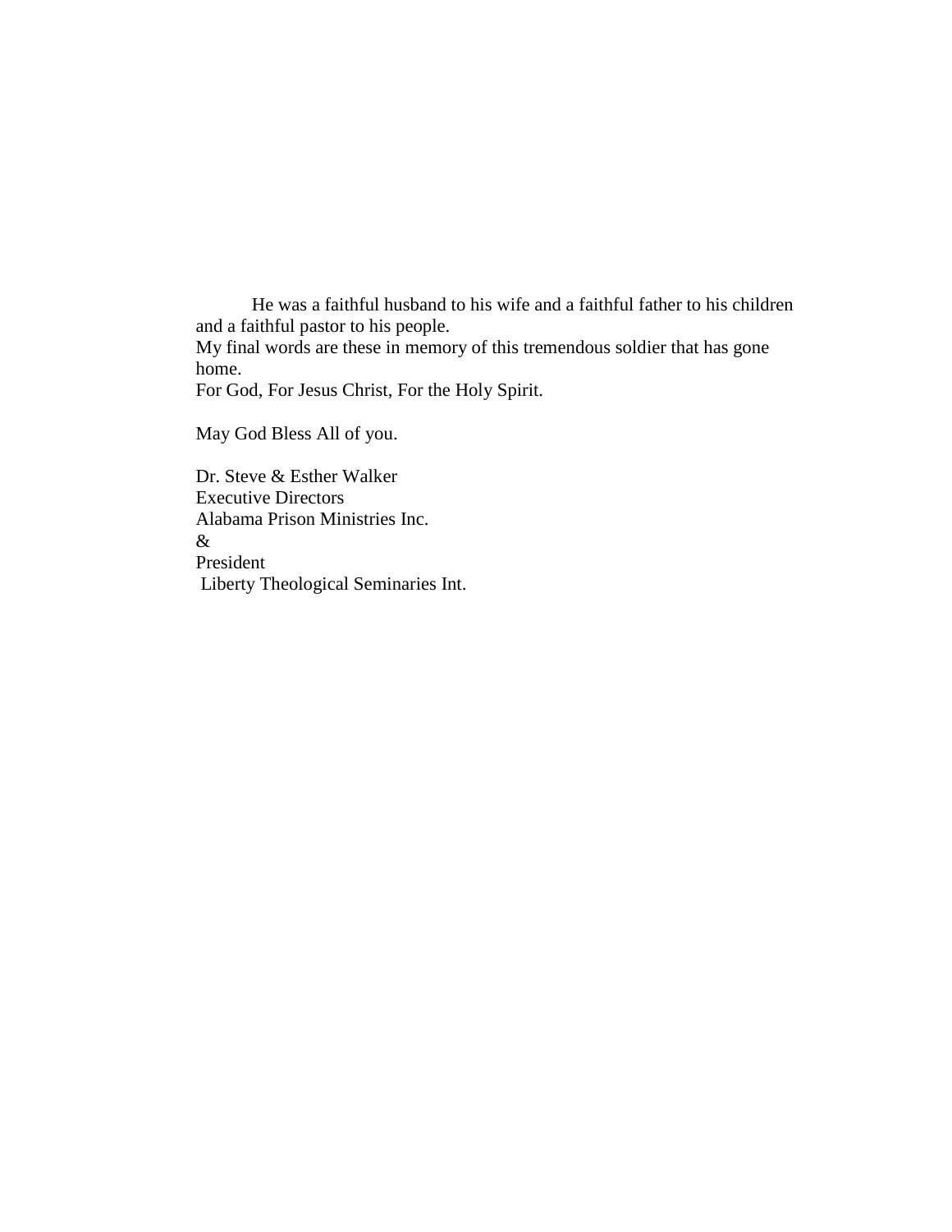He was a faithful husband to his wife and a faithful father to his children and a faithful pastor to his people.
My final words are these in memory of this tremendous soldier that has gone home.
For God, For Jesus Christ, For the Holy Spirit.

May God Bless All of you.

Dr. Steve & Esther Walker
Executive Directors
Alabama Prison Ministries Inc.
&
President
Liberty Theological Seminaries Int.